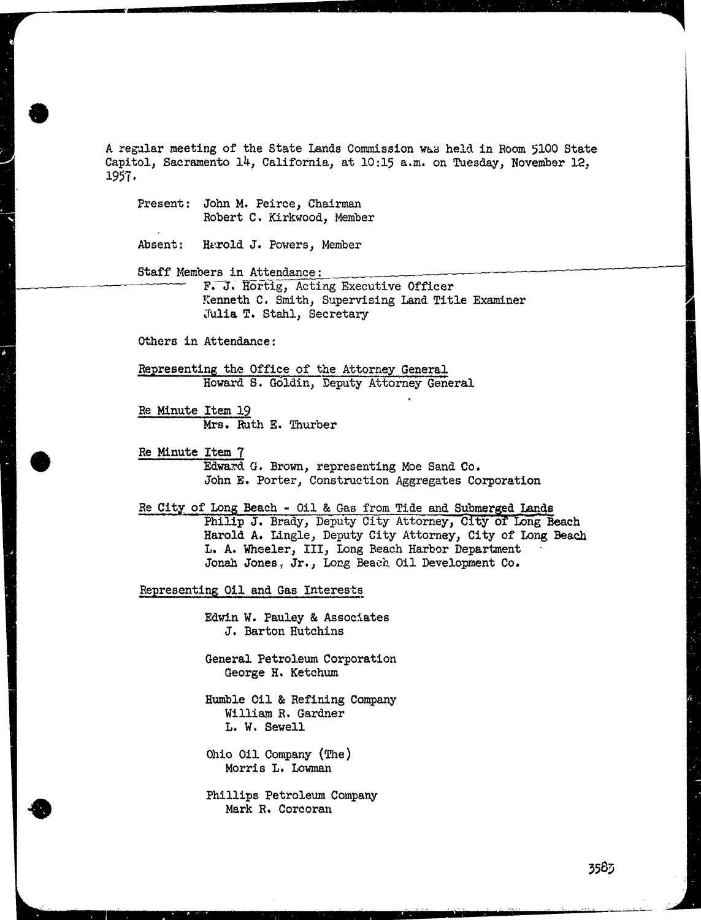A regular meeting of the State Lands Commission was held in Room 5100 State Capitol, Sacramento 14, California, at 10:15 a.m. on Tuesday, November 12, 1957.

Present: John M. Peirce, Chairman
Robert C. Kirkwood, Member

Absent: Harold J. Powers, Member

Staff Members in Attendance:
F. J. Hortig, Acting Executive Officer
Kenneth C. Smith, Supervising Land Title Examiner
Julia T. Stahl, Secretary

Others in Attendance:

Representing the Office of the Attorney General
Howard S. Goldin, Deputy Attorney General

Re Minute Item 19
Mrs. Ruth E. Thurber

Re Minute Item 7
Edward G. Brown, representing Moe Sand Co.
John E. Porter, Construction Aggregates Corporation

Re City of Long Beach - Oil & Gas from Tide and Submerged Lands
Philip J. Brady, Deputy City Attorney, City of Long Beach
Harold A. Lingle, Deputy City Attorney, City of Long Beach
L. A. Wheeler, III, Long Beach Harbor Department
Jonah Jones, Jr., Long Beach Oil Development Co.

Representing Oil and Gas Interests

Edwin W. Pauley & Associates
J. Barton Hutchins

General Petroleum Corporation
George H. Ketchum

Humble Oil & Refining Company
William R. Gardner
L. W. Sewell

Ohio Oil Company (The)
Morris L. Lowman

Phillips Petroleum Company
Mark R. Corcoran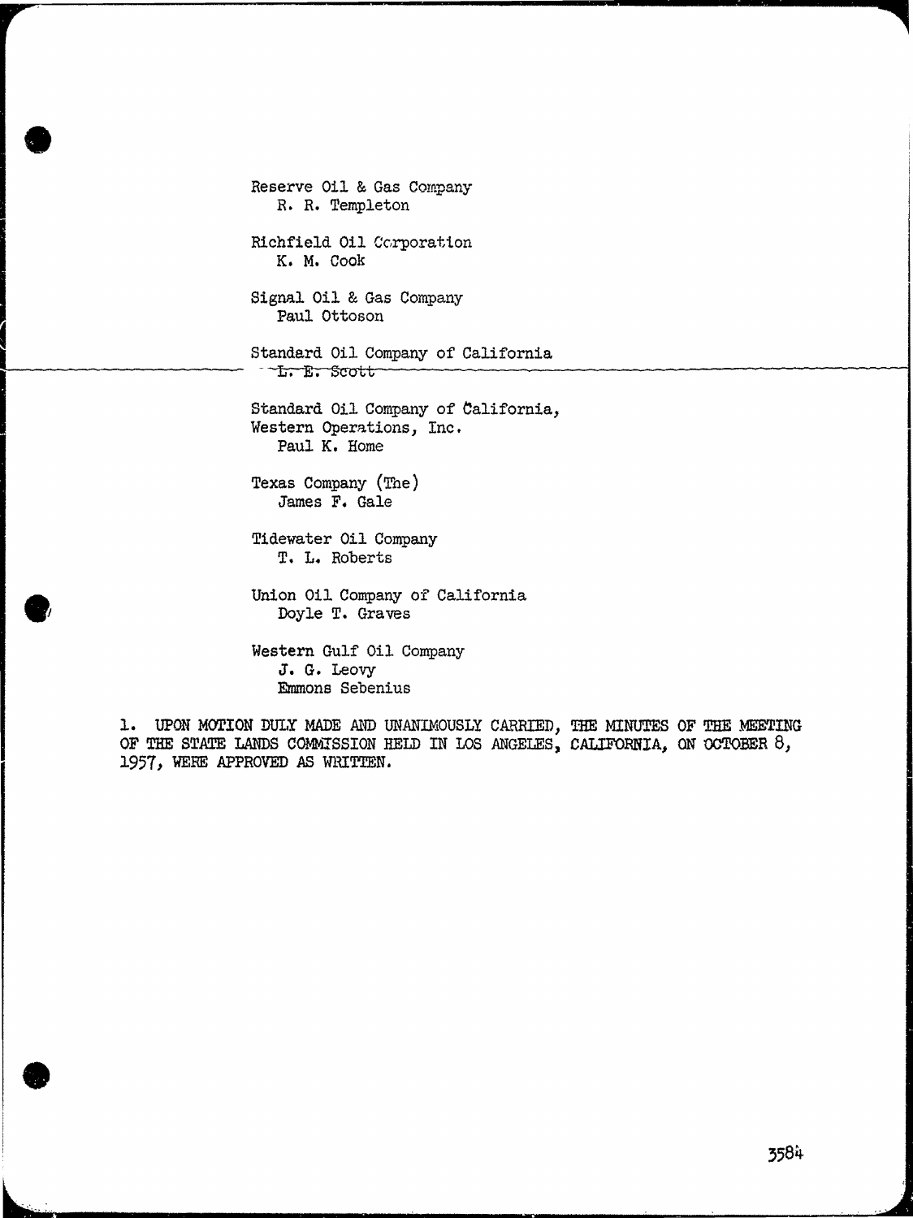Reserve Oil & Gas Company
R. R. Templeton

Richfield Oil Corporation
K. M. Cook

Signal Oil & Gas Company
Paul Ottoson

Standard Oil Company of California
L. E. Scott

Standard Oil Company of California,
Western Operations, Inc.
Paul K. Home

Texas Company (The)
James F. Gale

Tidewater Oil Company
T. L. Roberts

Union Oil Company of California
Doyle T. Graves

Western Gulf Oil Company
J. G. Leovy
Emmons Sebenius

1. UPON MOTION DULY MADE AND UNANIMOUSLY CARRIED, THE MINUTES OF THE MEETING OF THE STATE LANDS COMMISSION HELD IN LOS ANGELES, CALIFORNIA, ON OCTOBER 8, 1957, WERE APPROVED AS WRITTEN.